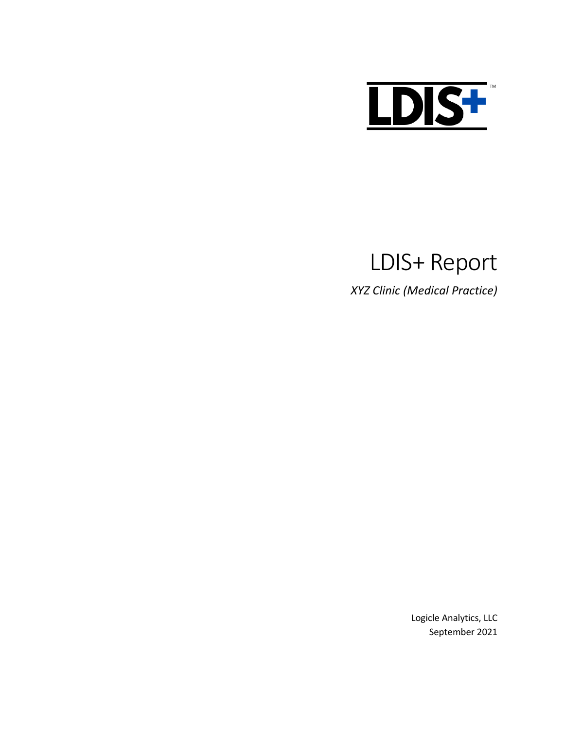LDIS+™

# LDIS+ Report

*XYZ Clinic (Medical Practice)*

Logicle Analytics, LLC
September 2021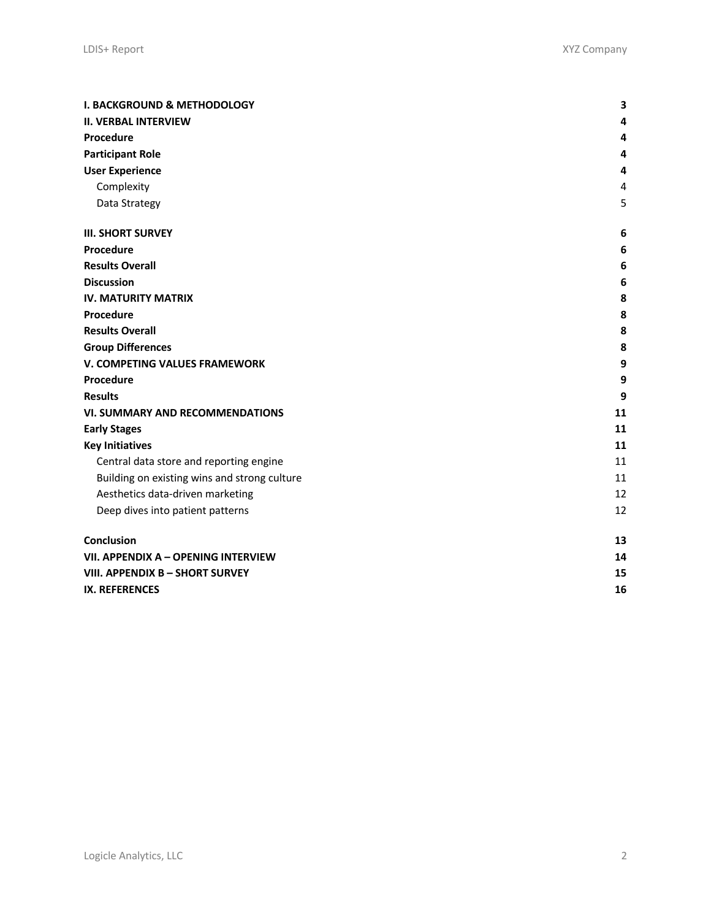| | |
|---|---|
| **I. BACKGROUND & METHODOLOGY** | **3** |
| **II. VERBAL INTERVIEW** | **4** |
| **Procedure** | **4** |
| **Participant Role** | **4** |
| **User Experience** | **4** |
| Complexity | 4 |
| Data Strategy | 5 |
| **III. SHORT SURVEY** | **6** |
| **Procedure** | **6** |
| **Results Overall** | **6** |
| **Discussion** | **6** |
| **IV. MATURITY MATRIX** | **8** |
| **Procedure** | **8** |
| **Results Overall** | **8** |
| **Group Differences** | **8** |
| **V. COMPETING VALUES FRAMEWORK** | **9** |
| **Procedure** | **9** |
| **Results** | **9** |
| **VI. SUMMARY AND RECOMMENDATIONS** | **11** |
| **Early Stages** | **11** |
| **Key Initiatives** | **11** |
| Central data store and reporting engine | 11 |
| Building on existing wins and strong culture | 11 |
| Aesthetics data-driven marketing | 12 |
| Deep dives into patient patterns | 12 |
| **Conclusion** | **13** |
| **VII. APPENDIX A – OPENING INTERVIEW** | **14** |
| **VIII. APPENDIX B – SHORT SURVEY** | **15** |
| **IX. REFERENCES** | **16** |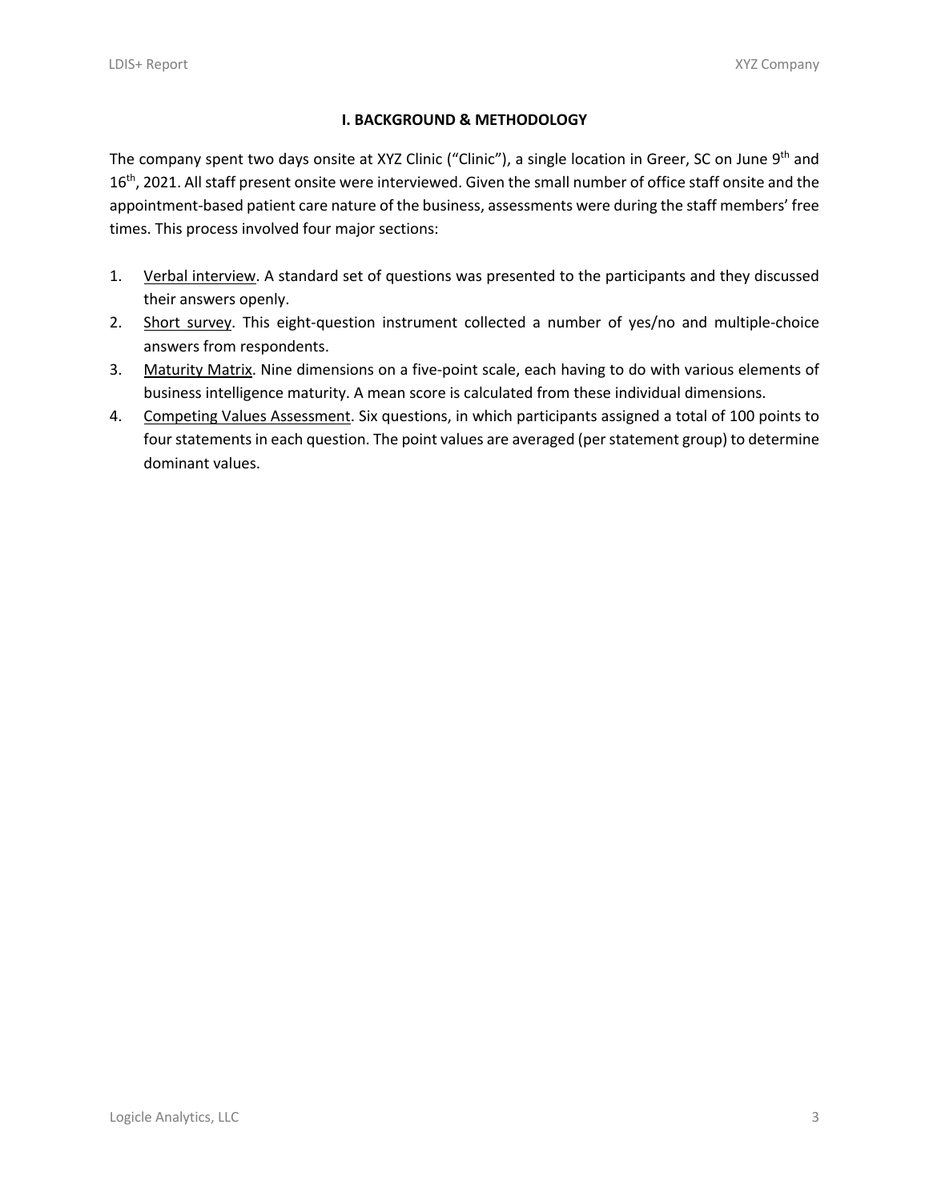## I. BACKGROUND & METHODOLOGY

The company spent two days onsite at XYZ Clinic ("Clinic"), a single location in Greer, SC on June 9th and 16th, 2021. All staff present onsite were interviewed. Given the small number of office staff onsite and the appointment-based patient care nature of the business, assessments were during the staff members' free times. This process involved four major sections:

1. <u>Verbal interview</u>. A standard set of questions was presented to the participants and they discussed their answers openly.
2. <u>Short survey</u>. This eight-question instrument collected a number of yes/no and multiple-choice answers from respondents.
3. <u>Maturity Matrix</u>. Nine dimensions on a five-point scale, each having to do with various elements of business intelligence maturity. A mean score is calculated from these individual dimensions.
4. <u>Competing Values Assessment</u>. Six questions, in which participants assigned a total of 100 points to four statements in each question. The point values are averaged (per statement group) to determine dominant values.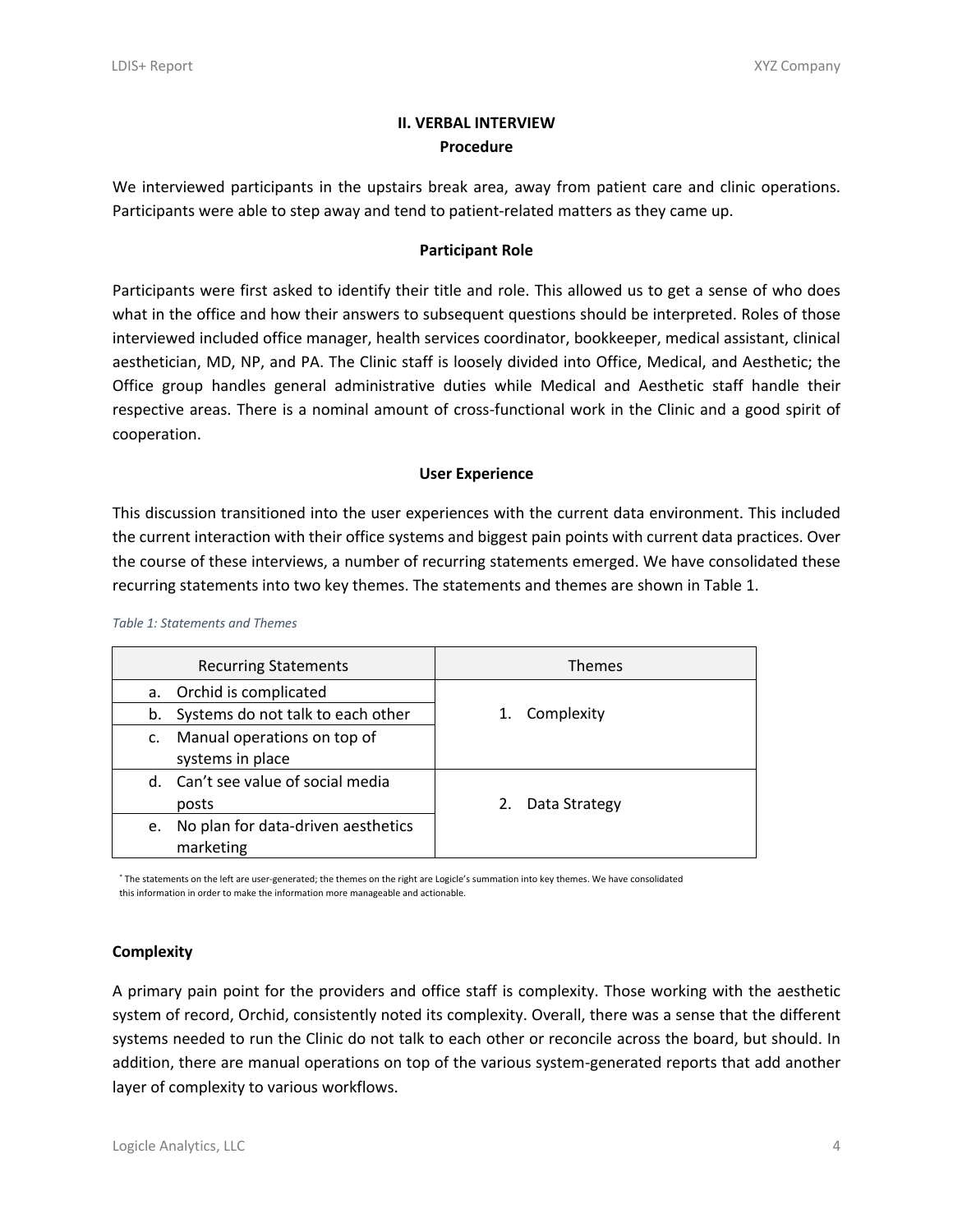## II. VERBAL INTERVIEW

### Procedure

We interviewed participants in the upstairs break area, away from patient care and clinic operations. Participants were able to step away and tend to patient-related matters as they came up.

### Participant Role

Participants were first asked to identify their title and role. This allowed us to get a sense of who does what in the office and how their answers to subsequent questions should be interpreted. Roles of those interviewed included office manager, health services coordinator, bookkeeper, medical assistant, clinical aesthetician, MD, NP, and PA. The Clinic staff is loosely divided into Office, Medical, and Aesthetic; the Office group handles general administrative duties while Medical and Aesthetic staff handle their respective areas. There is a nominal amount of cross-functional work in the Clinic and a good spirit of cooperation.

### User Experience

This discussion transitioned into the user experiences with the current data environment. This included the current interaction with their office systems and biggest pain points with current data practices. Over the course of these interviews, a number of recurring statements emerged. We have consolidated these recurring statements into two key themes. The statements and themes are shown in Table 1.

*Table 1: Statements and Themes*

| Recurring Statements | Themes |
|---|---|
| a. Orchid is complicated | 1. Complexity |
| b. Systems do not talk to each other | |
| c. Manual operations on top of systems in place | |
| d. Can't see value of social media posts | 2. Data Strategy |
| e. No plan for data-driven aesthetics marketing | |

* The statements on the left are user-generated; the themes on the right are Logicle's summation into key themes. We have consolidated this information in order to make the information more manageable and actionable.

**Complexity**

A primary pain point for the providers and office staff is complexity. Those working with the aesthetic system of record, Orchid, consistently noted its complexity. Overall, there was a sense that the different systems needed to run the Clinic do not talk to each other or reconcile across the board, but should. In addition, there are manual operations on top of the various system-generated reports that add another layer of complexity to various workflows.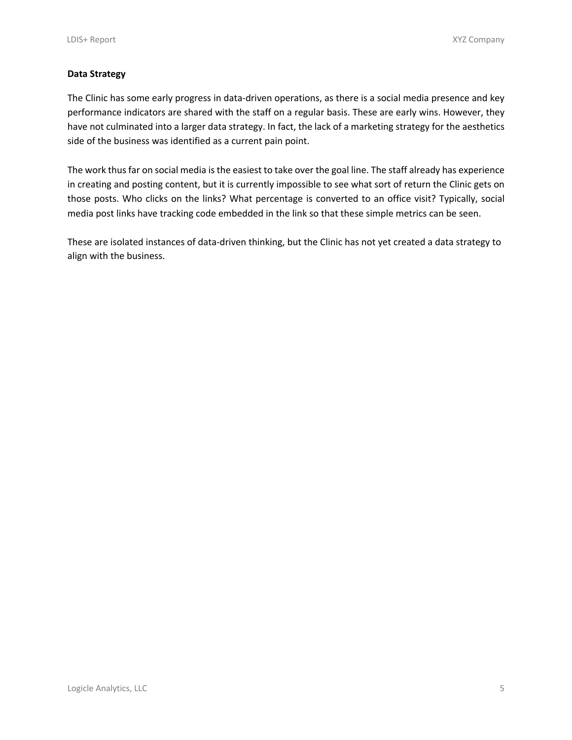**Data Strategy**

The Clinic has some early progress in data-driven operations, as there is a social media presence and key performance indicators are shared with the staff on a regular basis. These are early wins. However, they have not culminated into a larger data strategy. In fact, the lack of a marketing strategy for the aesthetics side of the business was identified as a current pain point.

The work thus far on social media is the easiest to take over the goal line. The staff already has experience in creating and posting content, but it is currently impossible to see what sort of return the Clinic gets on those posts. Who clicks on the links? What percentage is converted to an office visit? Typically, social media post links have tracking code embedded in the link so that these simple metrics can be seen.

These are isolated instances of data-driven thinking, but the Clinic has not yet created a data strategy to align with the business.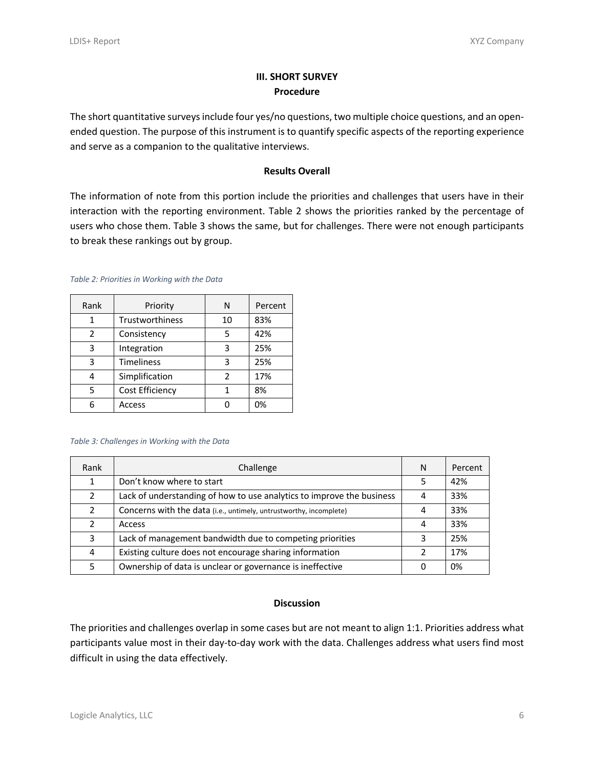## III. SHORT SURVEY

### Procedure

The short quantitative surveys include four yes/no questions, two multiple choice questions, and an open-ended question. The purpose of this instrument is to quantify specific aspects of the reporting experience and serve as a companion to the qualitative interviews.

### Results Overall

The information of note from this portion include the priorities and challenges that users have in their interaction with the reporting environment. Table 2 shows the priorities ranked by the percentage of users who chose them. Table 3 shows the same, but for challenges. There were not enough participants to break these rankings out by group.

*Table 2: Priorities in Working with the Data*

| Rank | Priority | N | Percent |
|---|---|---|---|
| 1 | Trustworthiness | 10 | 83% |
| 2 | Consistency | 5 | 42% |
| 3 | Integration | 3 | 25% |
| 3 | Timeliness | 3 | 25% |
| 4 | Simplification | 2 | 17% |
| 5 | Cost Efficiency | 1 | 8% |
| 6 | Access | 0 | 0% |

*Table 3: Challenges in Working with the Data*

| Rank | Challenge | N | Percent |
|---|---|---|---|
| 1 | Don't know where to start | 5 | 42% |
| 2 | Lack of understanding of how to use analytics to improve the business | 4 | 33% |
| 2 | Concerns with the data (i.e., untimely, untrustworthy, incomplete) | 4 | 33% |
| 2 | Access | 4 | 33% |
| 3 | Lack of management bandwidth due to competing priorities | 3 | 25% |
| 4 | Existing culture does not encourage sharing information | 2 | 17% |
| 5 | Ownership of data is unclear or governance is ineffective | 0 | 0% |

### Discussion

The priorities and challenges overlap in some cases but are not meant to align 1:1. Priorities address what participants value most in their day-to-day work with the data. Challenges address what users find most difficult in using the data effectively.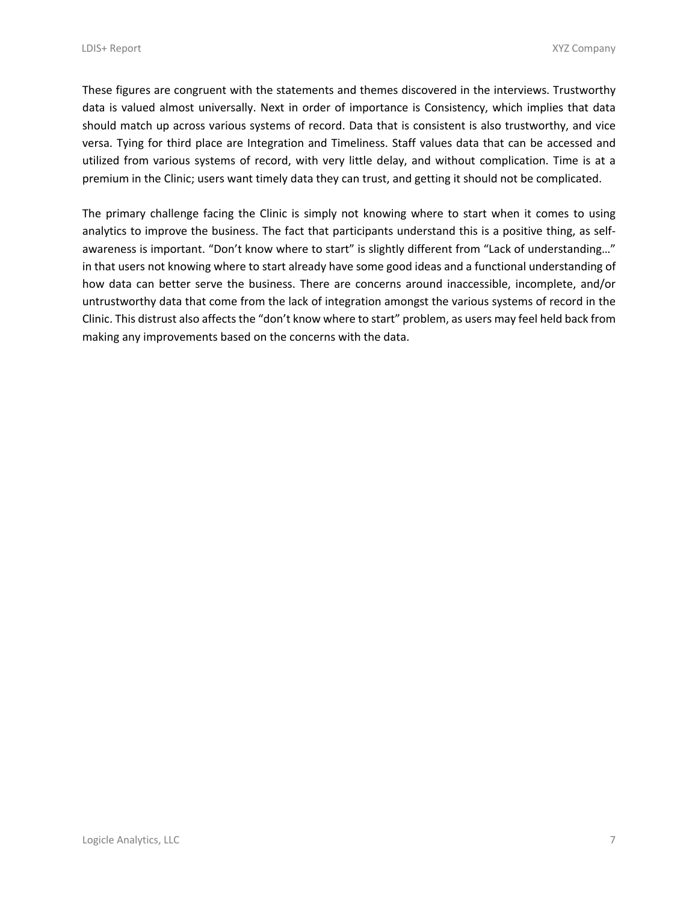These figures are congruent with the statements and themes discovered in the interviews. Trustworthy data is valued almost universally. Next in order of importance is Consistency, which implies that data should match up across various systems of record. Data that is consistent is also trustworthy, and vice versa. Tying for third place are Integration and Timeliness. Staff values data that can be accessed and utilized from various systems of record, with very little delay, and without complication. Time is at a premium in the Clinic; users want timely data they can trust, and getting it should not be complicated.

The primary challenge facing the Clinic is simply not knowing where to start when it comes to using analytics to improve the business. The fact that participants understand this is a positive thing, as self-awareness is important. "Don't know where to start" is slightly different from "Lack of understanding…" in that users not knowing where to start already have some good ideas and a functional understanding of how data can better serve the business. There are concerns around inaccessible, incomplete, and/or untrustworthy data that come from the lack of integration amongst the various systems of record in the Clinic. This distrust also affects the "don't know where to start" problem, as users may feel held back from making any improvements based on the concerns with the data.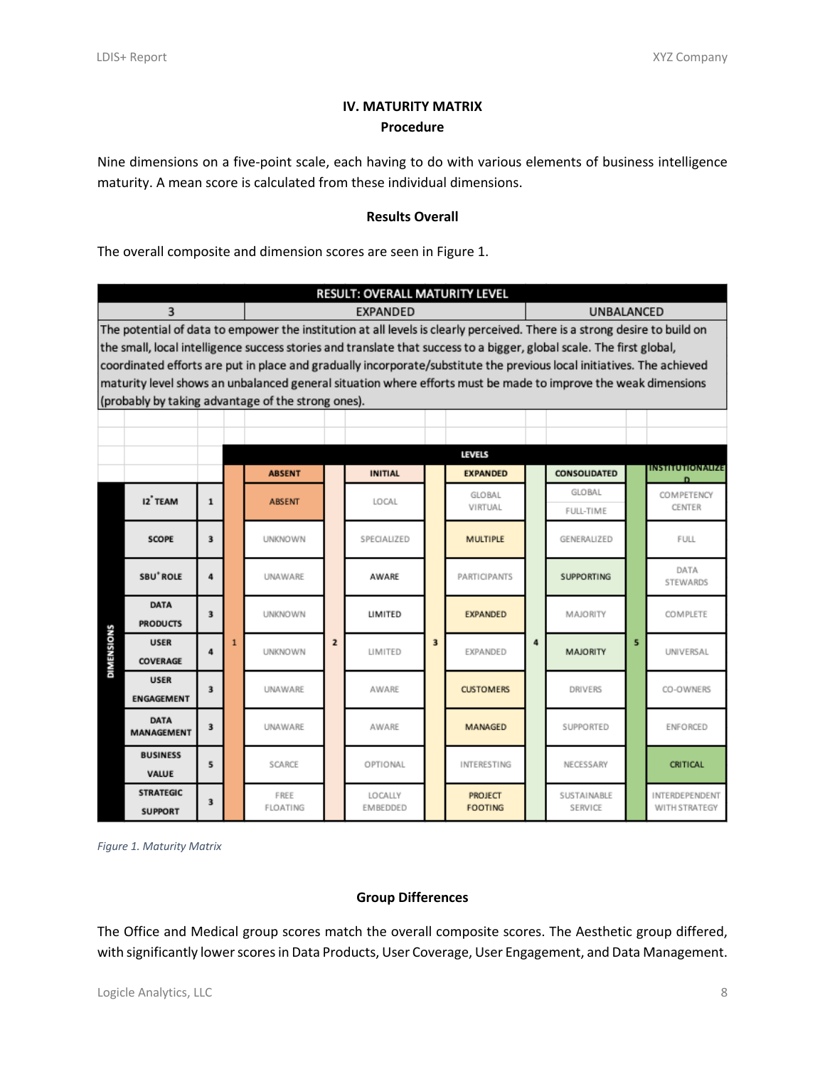## IV. MATURITY MATRIX

### Procedure

Nine dimensions on a five-point scale, each having to do with various elements of business intelligence maturity. A mean score is calculated from these individual dimensions.

### Results Overall

The overall composite and dimension scores are seen in Figure 1.

| RESULT: OVERALL MATURITY LEVEL | | |
|---|---|---|
| 3 | EXPANDED | UNBALANCED |
| The potential of data to empower the institution at all levels is clearly perceived. There is a strong desire to build on the small, local intelligence success stories and translate that success to a bigger, global scale. The first global, coordinated efforts are put in place and gradually incorporate/substitute the previous local initiatives. The achieved maturity level shows an unbalanced general situation where efforts must be made to improve the weak dimensions (probably by taking advantage of the strong ones). | | |

| DIMENSIONS | Score | ABSENT (1) | INITIAL (2) | EXPANDED (3) | CONSOLIDATED (4) | INSTITUTIONALIZED (5) |
|---|---|---|---|---|---|---|
| I2* TEAM | 1 | **ABSENT** | LOCAL | GLOBAL VIRTUAL | GLOBAL / FULL-TIME | COMPETENCY CENTER |
| SCOPE | 3 | UNKNOWN | SPECIALIZED | **MULTIPLE** | GENERALIZED | FULL |
| SBU* ROLE | 4 | UNAWARE | AWARE | PARTICIPANTS | **SUPPORTING** | DATA STEWARDS |
| DATA PRODUCTS | 3 | UNKNOWN | LIMITED | **EXPANDED** | MAJORITY | COMPLETE |
| USER COVERAGE | 4 | UNKNOWN | LIMITED | EXPANDED | **MAJORITY** | UNIVERSAL |
| USER ENGAGEMENT | 3 | UNAWARE | AWARE | **CUSTOMERS** | DRIVERS | CO-OWNERS |
| DATA MANAGEMENT | 3 | UNAWARE | AWARE | **MANAGED** | SUPPORTED | ENFORCED |
| BUSINESS VALUE | 5 | SCARCE | OPTIONAL | INTERESTING | NECESSARY | **CRITICAL** |
| STRATEGIC SUPPORT | 3 | FREE FLOATING | LOCALLY EMBEDDED | **PROJECT FOOTING** | SUSTAINABLE SERVICE | INTERDEPENDENT WITH STRATEGY |

*Figure 1. Maturity Matrix*

### Group Differences

The Office and Medical group scores match the overall composite scores. The Aesthetic group differed, with significantly lower scores in Data Products, User Coverage, User Engagement, and Data Management.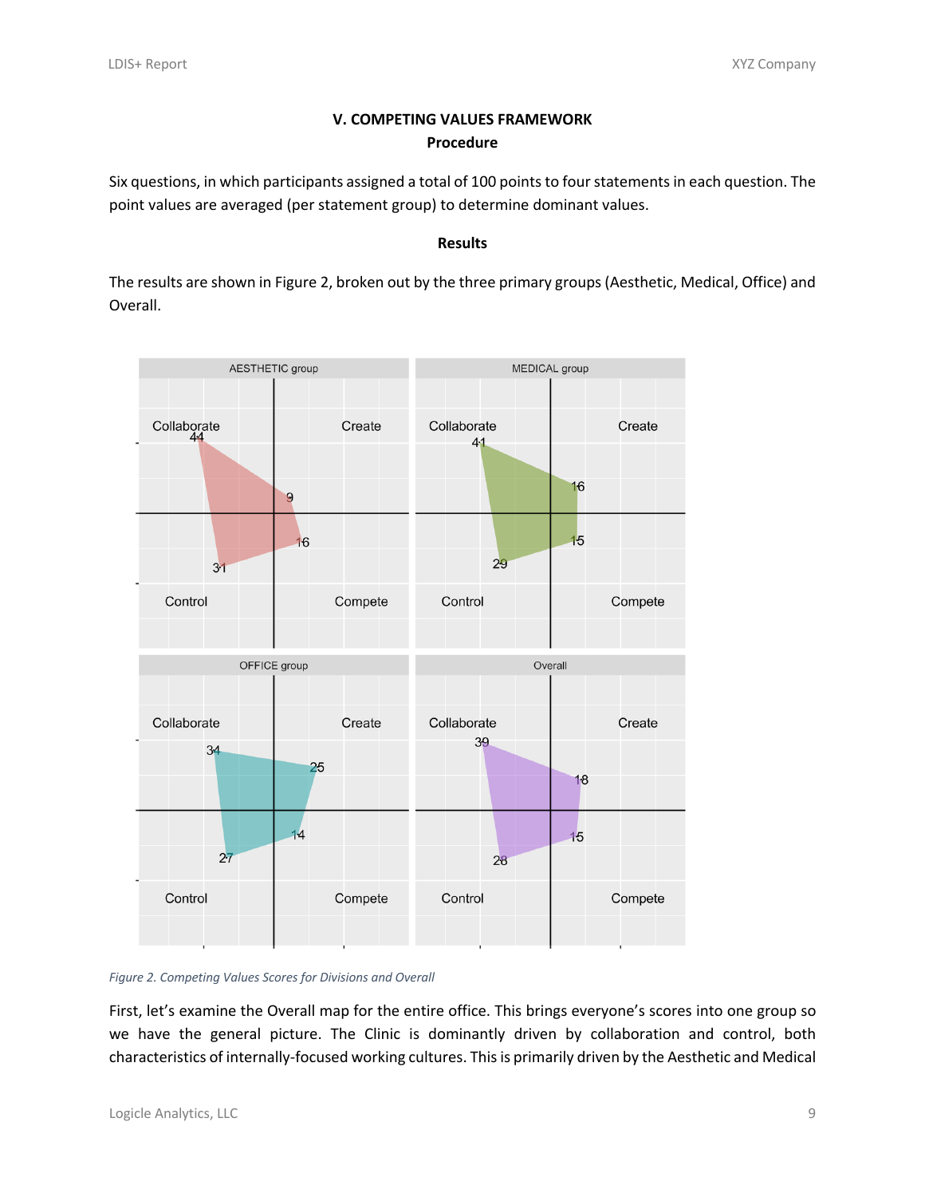## V. COMPETING VALUES FRAMEWORK

### Procedure

Six questions, in which participants assigned a total of 100 points to four statements in each question. The point values are averaged (per statement group) to determine dominant values.

### Results

The results are shown in Figure 2, broken out by the three primary groups (Aesthetic, Medical, Office) and Overall.

*Figure 2. Competing Values Scores for Divisions and Overall*

First, let's examine the Overall map for the entire office. This brings everyone's scores into one group so we have the general picture. The Clinic is dominantly driven by collaboration and control, both characteristics of internally-focused working cultures. This is primarily driven by the Aesthetic and Medical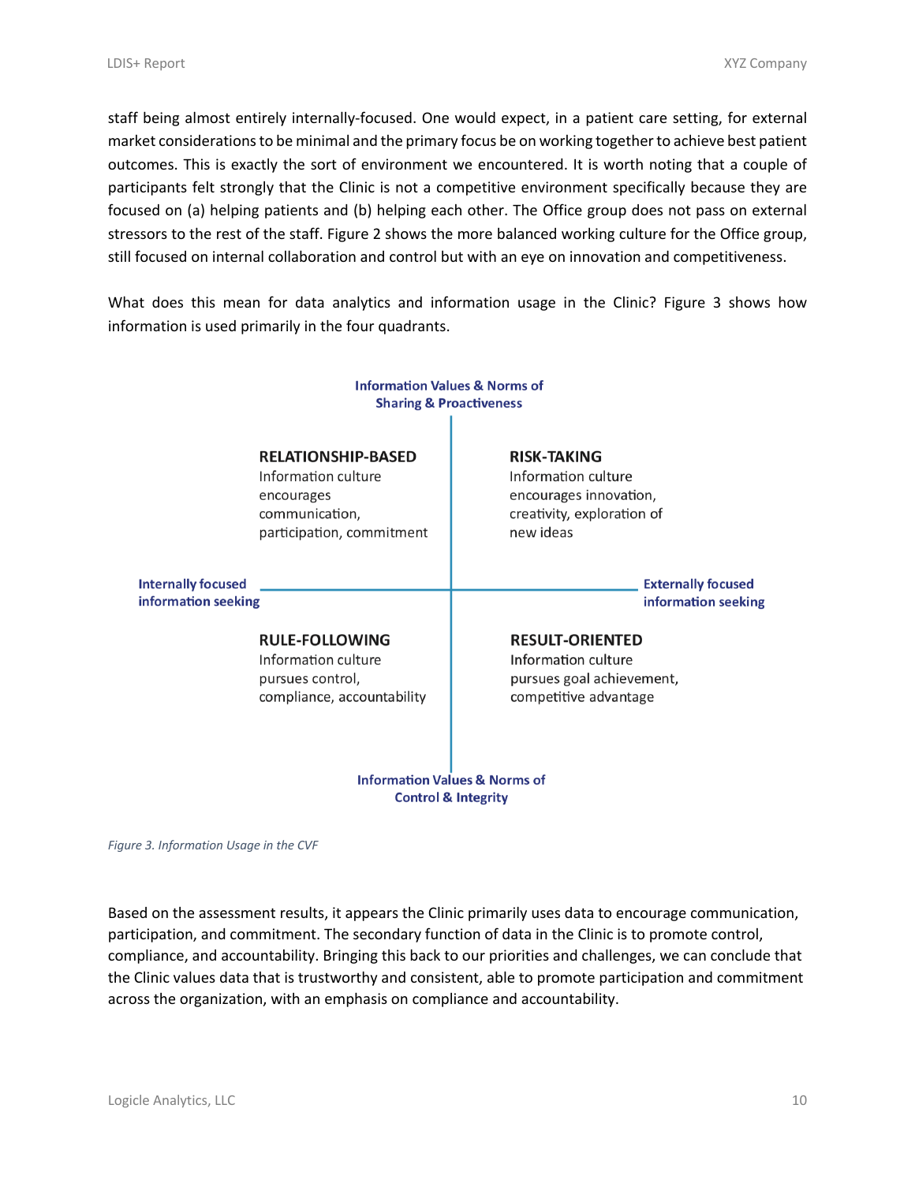staff being almost entirely internally-focused. One would expect, in a patient care setting, for external market considerations to be minimal and the primary focus be on working together to achieve best patient outcomes. This is exactly the sort of environment we encountered. It is worth noting that a couple of participants felt strongly that the Clinic is not a competitive environment specifically because they are focused on (a) helping patients and (b) helping each other. The Office group does not pass on external stressors to the rest of the staff. Figure 2 shows the more balanced working culture for the Office group, still focused on internal collaboration and control but with an eye on innovation and competitiveness.

What does this mean for data analytics and information usage in the Clinic? Figure 3 shows how information is used primarily in the four quadrants.

**Information Values & Norms of Sharing & Proactiveness**

**RELATIONSHIP-BASED**
Information culture encourages communication, participation, commitment

**RISK-TAKING**
Information culture encourages innovation, creativity, exploration of new ideas

**Internally focused information seeking**

**Externally focused information seeking**

**RULE-FOLLOWING**
Information culture pursues control, compliance, accountability

**RESULT-ORIENTED**
Information culture pursues goal achievement, competitive advantage

**Information Values & Norms of Control & Integrity**

*Figure 3. Information Usage in the CVF*

Based on the assessment results, it appears the Clinic primarily uses data to encourage communication, participation, and commitment. The secondary function of data in the Clinic is to promote control, compliance, and accountability. Bringing this back to our priorities and challenges, we can conclude that the Clinic values data that is trustworthy and consistent, able to promote participation and commitment across the organization, with an emphasis on compliance and accountability.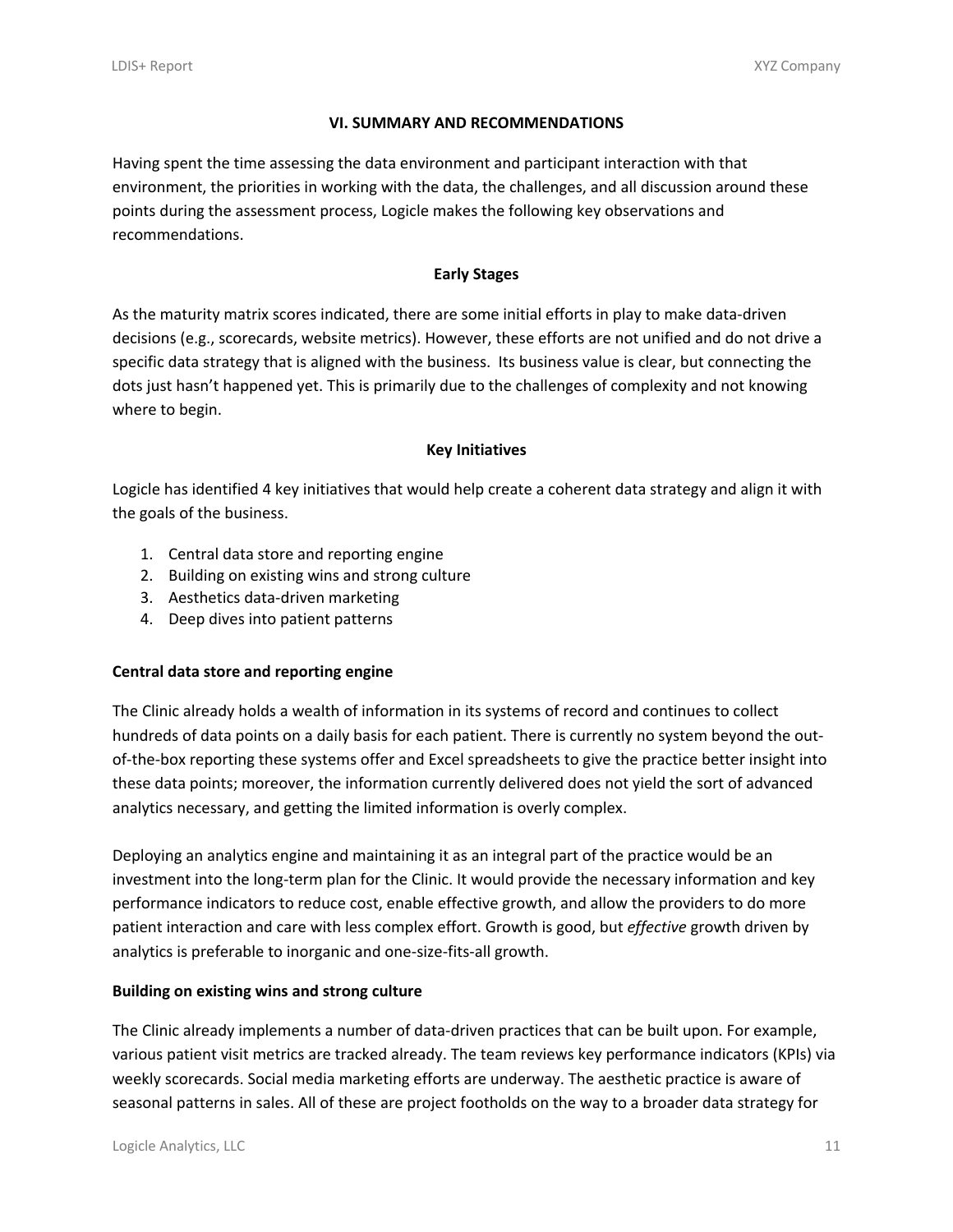## VI. SUMMARY AND RECOMMENDATIONS

Having spent the time assessing the data environment and participant interaction with that environment, the priorities in working with the data, the challenges, and all discussion around these points during the assessment process, Logicle makes the following key observations and recommendations.

### Early Stages

As the maturity matrix scores indicated, there are some initial efforts in play to make data-driven decisions (e.g., scorecards, website metrics). However, these efforts are not unified and do not drive a specific data strategy that is aligned with the business. Its business value is clear, but connecting the dots just hasn't happened yet. This is primarily due to the challenges of complexity and not knowing where to begin.

### Key Initiatives

Logicle has identified 4 key initiatives that would help create a coherent data strategy and align it with the goals of the business.

1. Central data store and reporting engine
2. Building on existing wins and strong culture
3. Aesthetics data-driven marketing
4. Deep dives into patient patterns

**Central data store and reporting engine**

The Clinic already holds a wealth of information in its systems of record and continues to collect hundreds of data points on a daily basis for each patient. There is currently no system beyond the out-of-the-box reporting these systems offer and Excel spreadsheets to give the practice better insight into these data points; moreover, the information currently delivered does not yield the sort of advanced analytics necessary, and getting the limited information is overly complex.

Deploying an analytics engine and maintaining it as an integral part of the practice would be an investment into the long-term plan for the Clinic. It would provide the necessary information and key performance indicators to reduce cost, enable effective growth, and allow the providers to do more patient interaction and care with less complex effort. Growth is good, but *effective* growth driven by analytics is preferable to inorganic and one-size-fits-all growth.

**Building on existing wins and strong culture**

The Clinic already implements a number of data-driven practices that can be built upon. For example, various patient visit metrics are tracked already. The team reviews key performance indicators (KPIs) via weekly scorecards. Social media marketing efforts are underway. The aesthetic practice is aware of seasonal patterns in sales. All of these are project footholds on the way to a broader data strategy for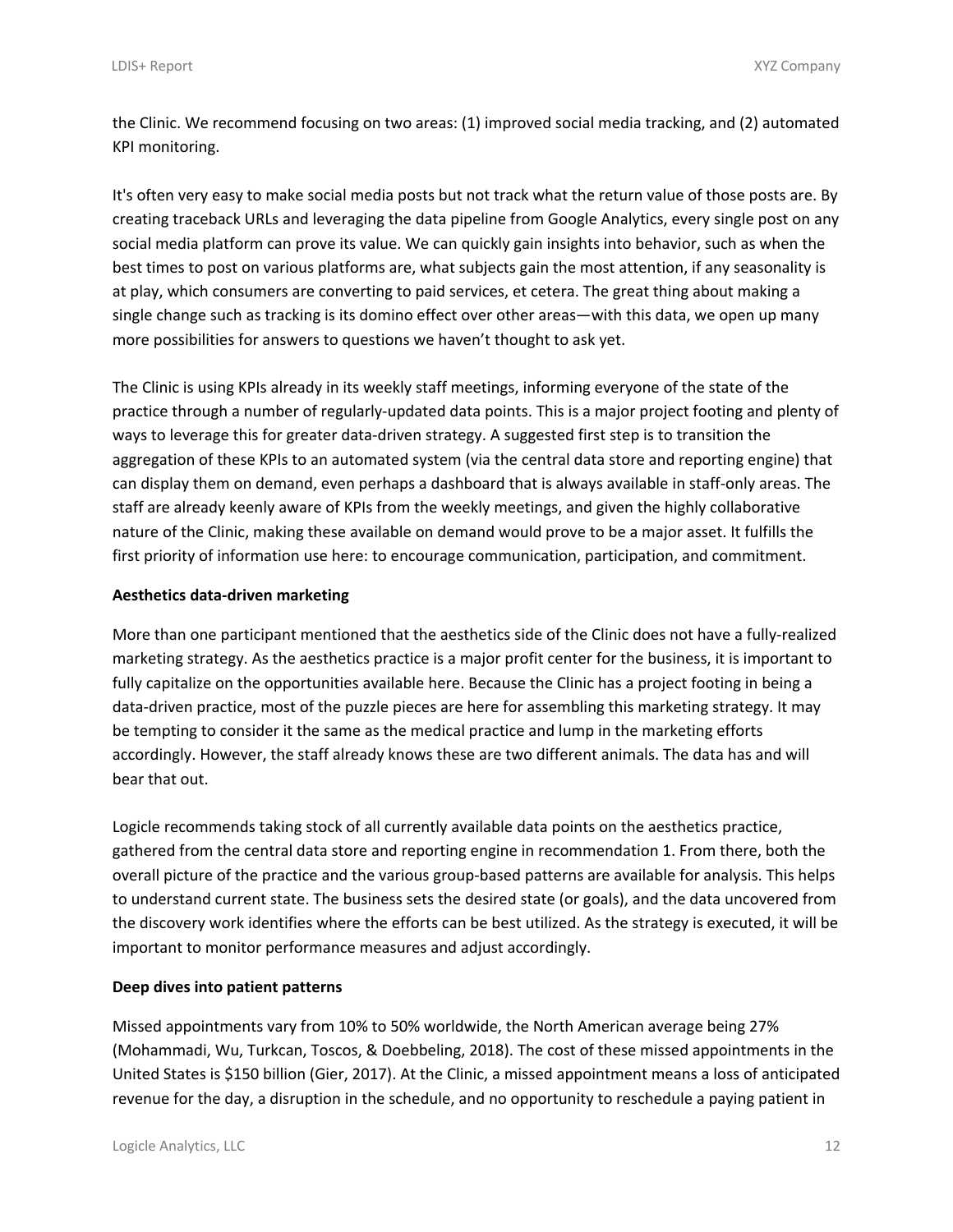the Clinic. We recommend focusing on two areas: (1) improved social media tracking, and (2) automated KPI monitoring.

It's often very easy to make social media posts but not track what the return value of those posts are. By creating traceback URLs and leveraging the data pipeline from Google Analytics, every single post on any social media platform can prove its value. We can quickly gain insights into behavior, such as when the best times to post on various platforms are, what subjects gain the most attention, if any seasonality is at play, which consumers are converting to paid services, et cetera. The great thing about making a single change such as tracking is its domino effect over other areas—with this data, we open up many more possibilities for answers to questions we haven't thought to ask yet.

The Clinic is using KPIs already in its weekly staff meetings, informing everyone of the state of the practice through a number of regularly-updated data points. This is a major project footing and plenty of ways to leverage this for greater data-driven strategy. A suggested first step is to transition the aggregation of these KPIs to an automated system (via the central data store and reporting engine) that can display them on demand, even perhaps a dashboard that is always available in staff-only areas. The staff are already keenly aware of KPIs from the weekly meetings, and given the highly collaborative nature of the Clinic, making these available on demand would prove to be a major asset. It fulfills the first priority of information use here: to encourage communication, participation, and commitment.

**Aesthetics data-driven marketing**

More than one participant mentioned that the aesthetics side of the Clinic does not have a fully-realized marketing strategy. As the aesthetics practice is a major profit center for the business, it is important to fully capitalize on the opportunities available here. Because the Clinic has a project footing in being a data-driven practice, most of the puzzle pieces are here for assembling this marketing strategy. It may be tempting to consider it the same as the medical practice and lump in the marketing efforts accordingly. However, the staff already knows these are two different animals. The data has and will bear that out.

Logicle recommends taking stock of all currently available data points on the aesthetics practice, gathered from the central data store and reporting engine in recommendation 1. From there, both the overall picture of the practice and the various group-based patterns are available for analysis. This helps to understand current state. The business sets the desired state (or goals), and the data uncovered from the discovery work identifies where the efforts can be best utilized. As the strategy is executed, it will be important to monitor performance measures and adjust accordingly.

**Deep dives into patient patterns**

Missed appointments vary from 10% to 50% worldwide, the North American average being 27% (Mohammadi, Wu, Turkcan, Toscos, & Doebbeling, 2018). The cost of these missed appointments in the United States is $150 billion (Gier, 2017). At the Clinic, a missed appointment means a loss of anticipated revenue for the day, a disruption in the schedule, and no opportunity to reschedule a paying patient in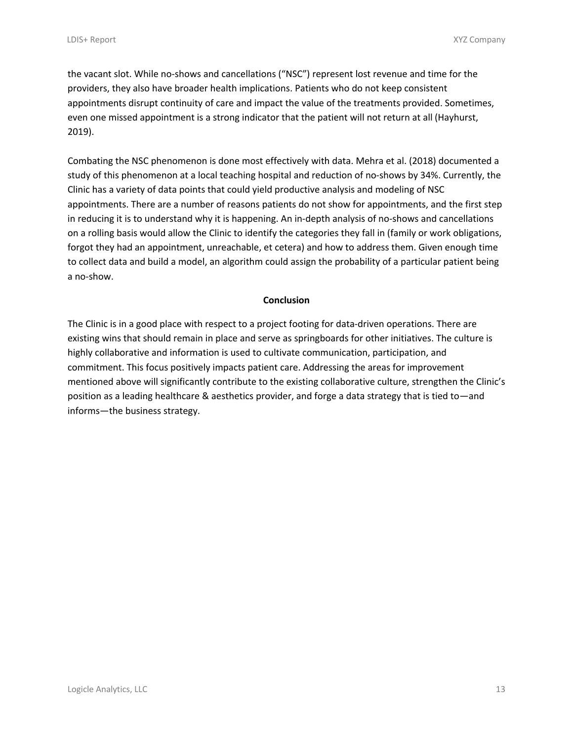the vacant slot. While no-shows and cancellations ("NSC") represent lost revenue and time for the providers, they also have broader health implications. Patients who do not keep consistent appointments disrupt continuity of care and impact the value of the treatments provided. Sometimes, even one missed appointment is a strong indicator that the patient will not return at all (Hayhurst, 2019).

Combating the NSC phenomenon is done most effectively with data. Mehra et al. (2018) documented a study of this phenomenon at a local teaching hospital and reduction of no-shows by 34%. Currently, the Clinic has a variety of data points that could yield productive analysis and modeling of NSC appointments. There are a number of reasons patients do not show for appointments, and the first step in reducing it is to understand why it is happening. An in-depth analysis of no-shows and cancellations on a rolling basis would allow the Clinic to identify the categories they fall in (family or work obligations, forgot they had an appointment, unreachable, et cetera) and how to address them. Given enough time to collect data and build a model, an algorithm could assign the probability of a particular patient being a no-show.

## Conclusion

The Clinic is in a good place with respect to a project footing for data-driven operations. There are existing wins that should remain in place and serve as springboards for other initiatives. The culture is highly collaborative and information is used to cultivate communication, participation, and commitment. This focus positively impacts patient care. Addressing the areas for improvement mentioned above will significantly contribute to the existing collaborative culture, strengthen the Clinic's position as a leading healthcare & aesthetics provider, and forge a data strategy that is tied to—and informs—the business strategy.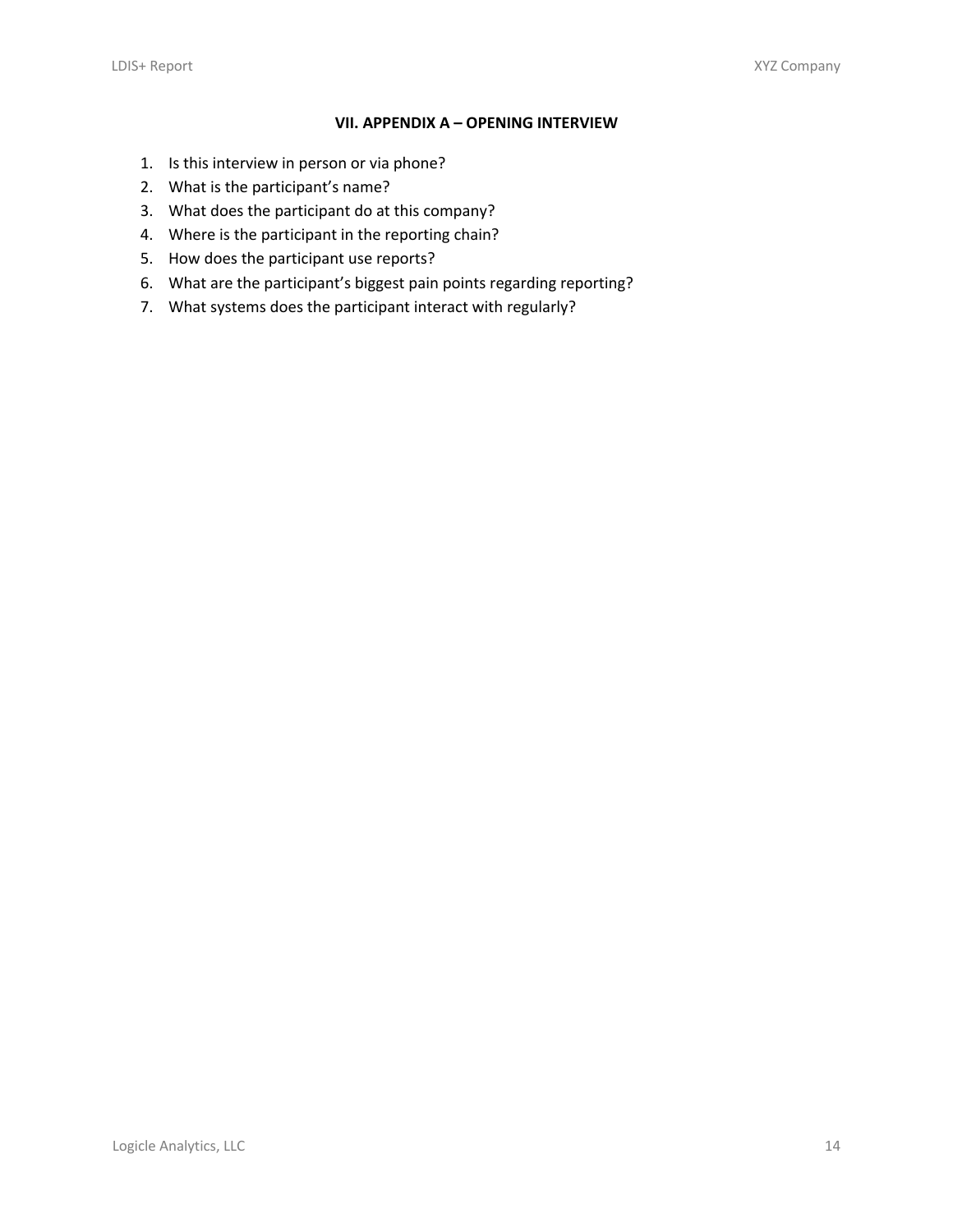## VII. APPENDIX A – OPENING INTERVIEW

1. Is this interview in person or via phone?
2. What is the participant's name?
3. What does the participant do at this company?
4. Where is the participant in the reporting chain?
5. How does the participant use reports?
6. What are the participant's biggest pain points regarding reporting?
7. What systems does the participant interact with regularly?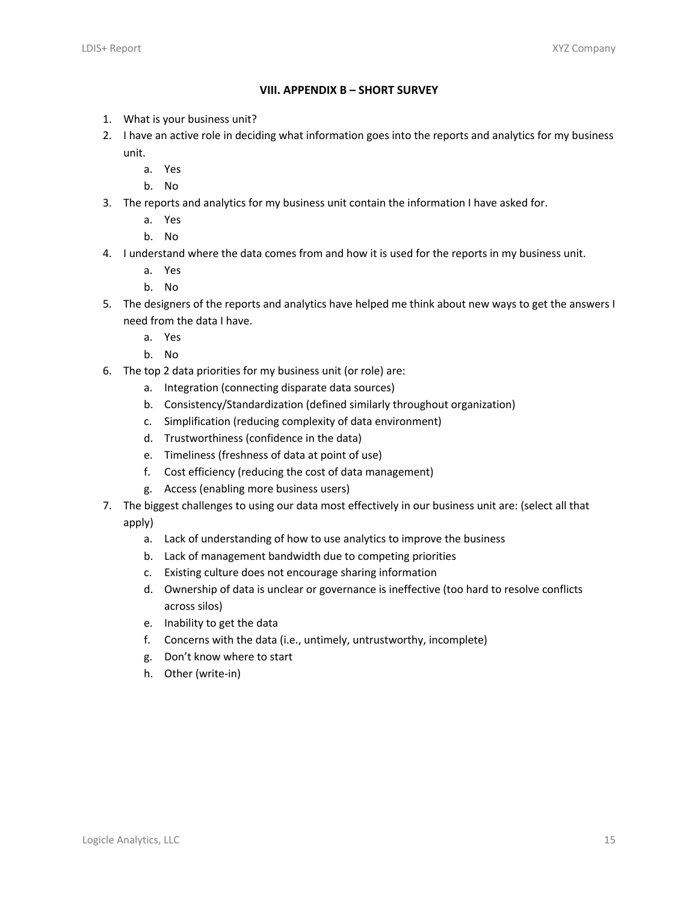## VIII. APPENDIX B – SHORT SURVEY

1. What is your business unit?
2. I have an active role in deciding what information goes into the reports and analytics for my business unit.
    a. Yes
    b. No
3. The reports and analytics for my business unit contain the information I have asked for.
    a. Yes
    b. No
4. I understand where the data comes from and how it is used for the reports in my business unit.
    a. Yes
    b. No
5. The designers of the reports and analytics have helped me think about new ways to get the answers I need from the data I have.
    a. Yes
    b. No
6. The top 2 data priorities for my business unit (or role) are:
    a. Integration (connecting disparate data sources)
    b. Consistency/Standardization (defined similarly throughout organization)
    c. Simplification (reducing complexity of data environment)
    d. Trustworthiness (confidence in the data)
    e. Timeliness (freshness of data at point of use)
    f. Cost efficiency (reducing the cost of data management)
    g. Access (enabling more business users)
7. The biggest challenges to using our data most effectively in our business unit are: (select all that apply)
    a. Lack of understanding of how to use analytics to improve the business
    b. Lack of management bandwidth due to competing priorities
    c. Existing culture does not encourage sharing information
    d. Ownership of data is unclear or governance is ineffective (too hard to resolve conflicts across silos)
    e. Inability to get the data
    f. Concerns with the data (i.e., untimely, untrustworthy, incomplete)
    g. Don't know where to start
    h. Other (write-in)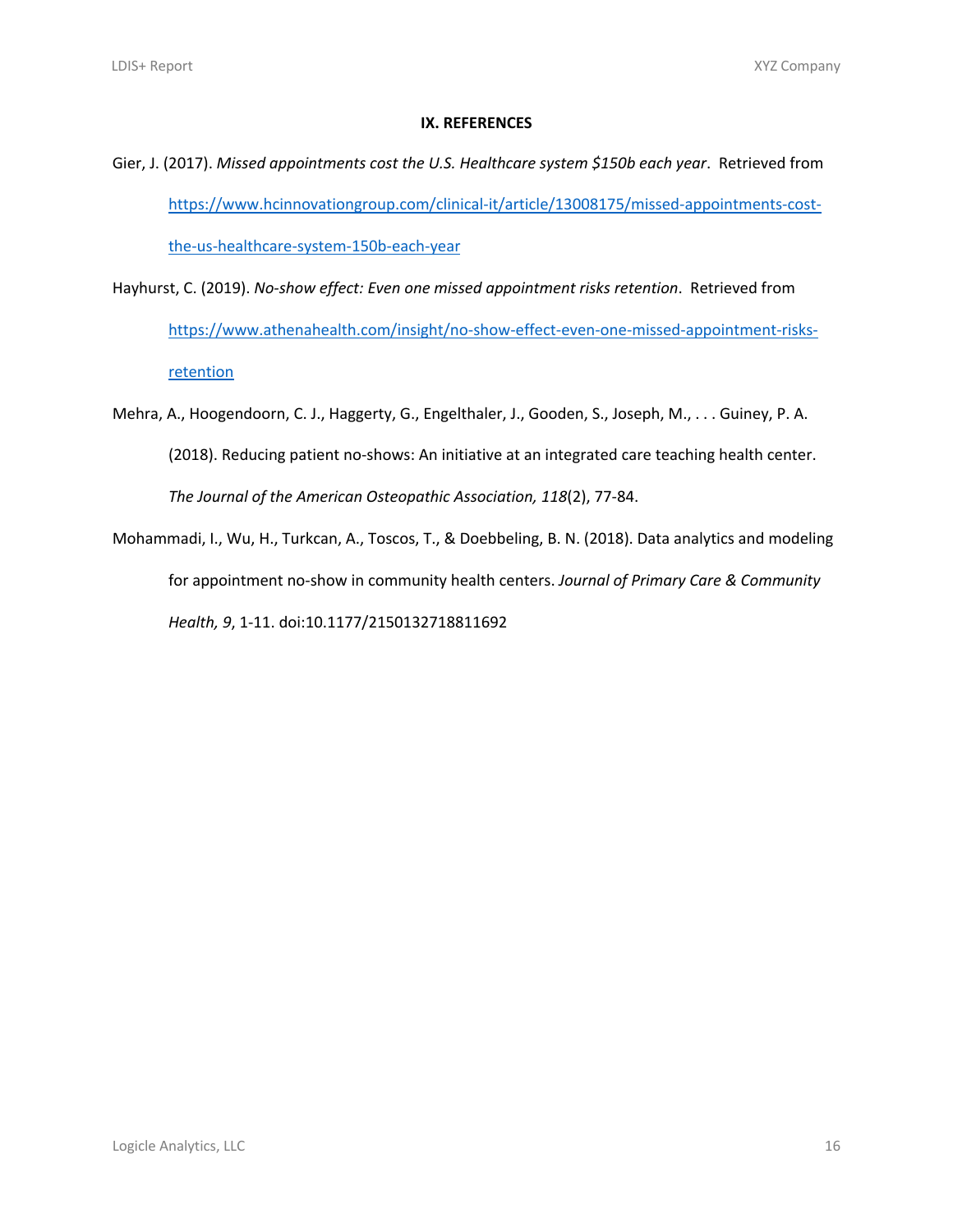## IX. REFERENCES

Gier, J. (2017). *Missed appointments cost the U.S. Healthcare system $150b each year*. Retrieved from [https://www.hcinnovationgroup.com/clinical-it/article/13008175/missed-appointments-cost-the-us-healthcare-system-150b-each-year](https://www.hcinnovationgroup.com/clinical-it/article/13008175/missed-appointments-cost-the-us-healthcare-system-150b-each-year)

Hayhurst, C. (2019). *No-show effect: Even one missed appointment risks retention*. Retrieved from [https://www.athenahealth.com/insight/no-show-effect-even-one-missed-appointment-risks-retention](https://www.athenahealth.com/insight/no-show-effect-even-one-missed-appointment-risks-retention)

Mehra, A., Hoogendoorn, C. J., Haggerty, G., Engelthaler, J., Gooden, S., Joseph, M., . . . Guiney, P. A. (2018). Reducing patient no-shows: An initiative at an integrated care teaching health center. *The Journal of the American Osteopathic Association, 118*(2), 77-84.

Mohammadi, I., Wu, H., Turkcan, A., Toscos, T., & Doebbeling, B. N. (2018). Data analytics and modeling for appointment no-show in community health centers. *Journal of Primary Care & Community Health, 9*, 1-11. doi:10.1177/2150132718811692